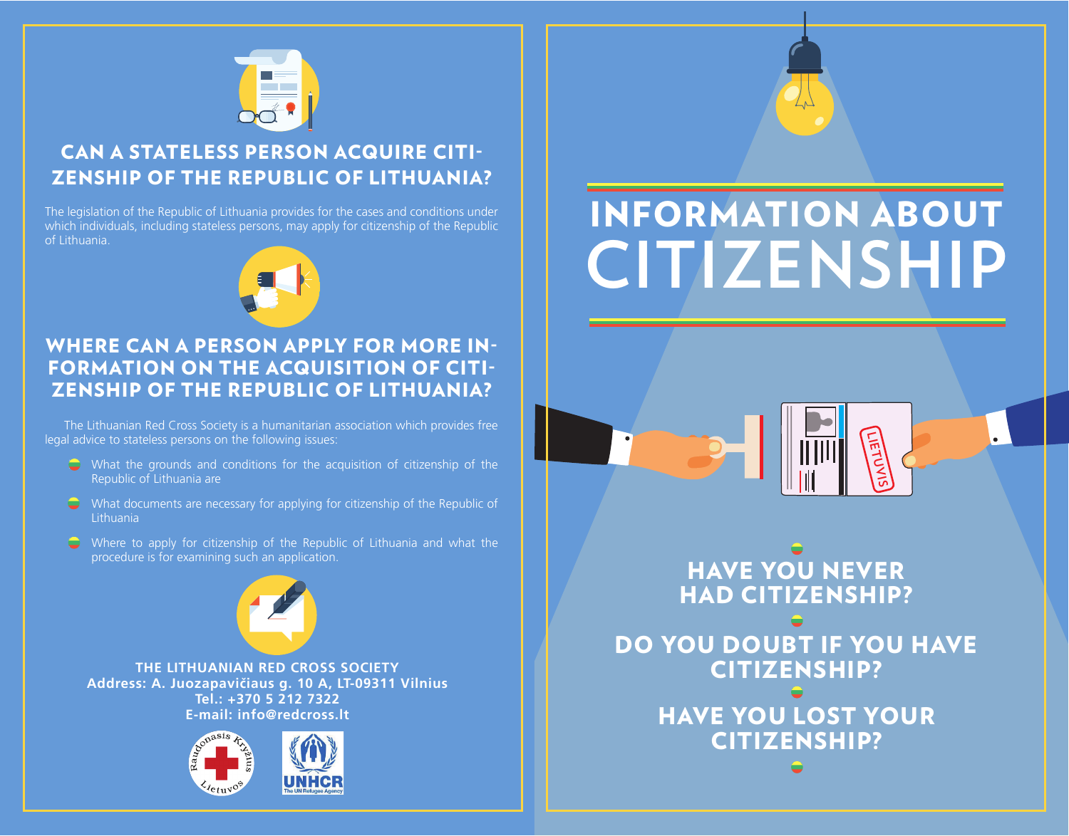## CAN A STATELESS PERSON ACQUIRE CITIZENSHIP OF THE REPUBLIC OF LITHUANIA?

The legislation of the Republic of Lithuania provides for the cases and conditions under which individuals, including stateless persons, may apply for citizenship of the Republic of Lithuania.

## WHERE CAN A PERSON APPLY FOR MORE INFORMATION ON THE ACQUISITION OF CITIZENSHIP OF THE REPUBLIC OF LITHUANIA?

The Lithuanian Red Cross Society is a humanitarian association which provides free legal advice to stateless persons on the following issues:

- What the grounds and conditions for the acquisition of citizenship of the Republic of Lithuania are
- What documents are necessary for applying for citizenship of the Republic of Lithuania
- Where to apply for citizenship of the Republic of Lithuania and what the procedure is for examining such an application.

**THE LITHUANIAN RED CROSS SOCIETY**
**Address: A. Juozapavičiaus g. 10 A, LT-09311 Vilnius**
**Tel.: +370 5 212 7322**
**E-mail: info@redcross.lt**

Raudonasis Kryžius Lietuvos

UNHCR The UN Refugee Agency

# INFORMATION ABOUT CITIZENSHIP

LIETUVIS

## HAVE YOU NEVER HAD CITIZENSHIP?

## DO YOU DOUBT IF YOU HAVE CITIZENSHIP?

## HAVE YOU LOST YOUR CITIZENSHIP?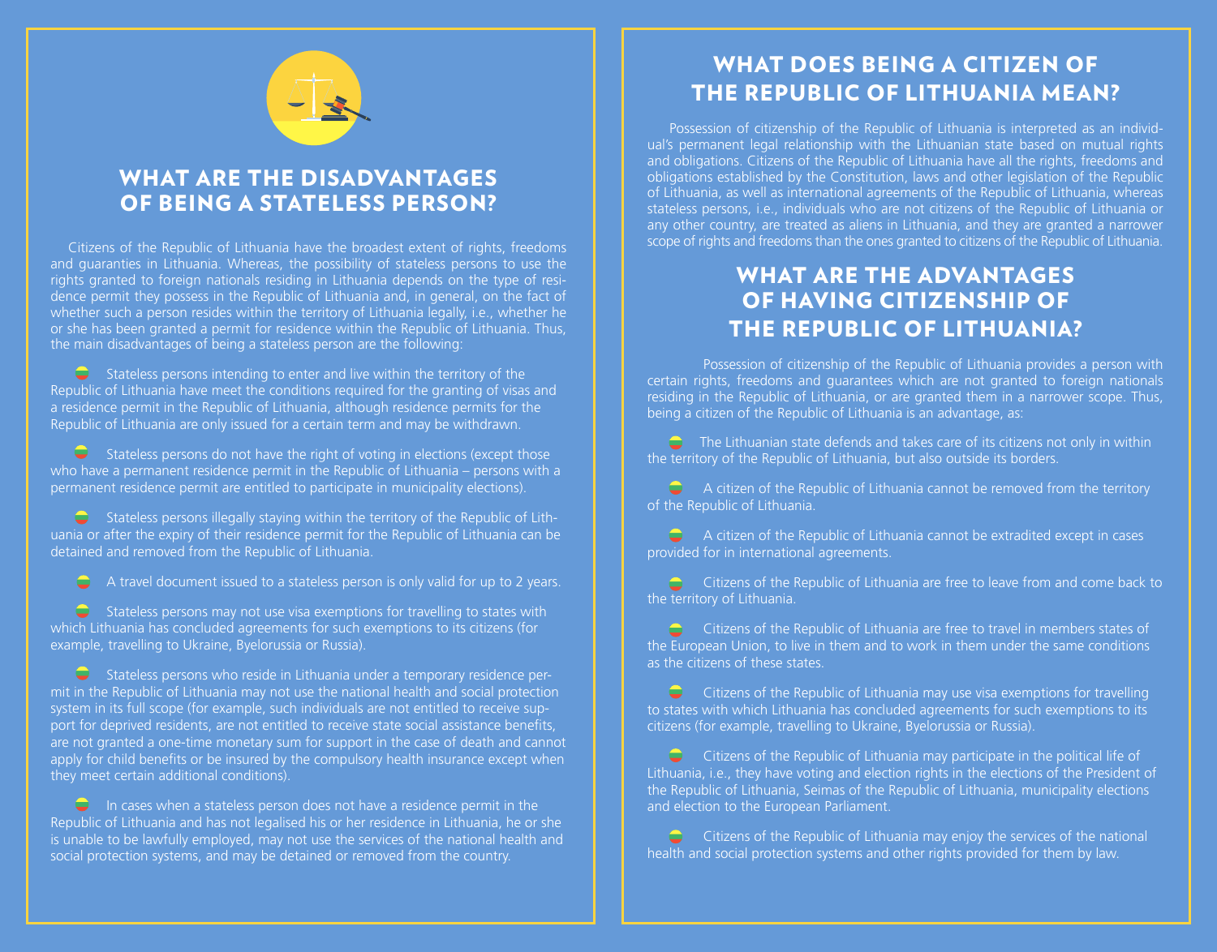## WHAT ARE THE DISADVANTAGES OF BEING A STATELESS PERSON?

Citizens of the Republic of Lithuania have the broadest extent of rights, freedoms and guaranties in Lithuania. Whereas, the possibility of stateless persons to use the rights granted to foreign nationals residing in Lithuania depends on the type of residence permit they possess in the Republic of Lithuania and, in general, on the fact of whether such a person resides within the territory of Lithuania legally, i.e., whether he or she has been granted a permit for residence within the Republic of Lithuania. Thus, the main disadvantages of being a stateless person are the following:

- Stateless persons intending to enter and live within the territory of the Republic of Lithuania have meet the conditions required for the granting of visas and a residence permit in the Republic of Lithuania, although residence permits for the Republic of Lithuania are only issued for a certain term and may be withdrawn.
- Stateless persons do not have the right of voting in elections (except those who have a permanent residence permit in the Republic of Lithuania – persons with a permanent residence permit are entitled to participate in municipality elections).
- Stateless persons illegally staying within the territory of the Republic of Lithuania or after the expiry of their residence permit for the Republic of Lithuania can be detained and removed from the Republic of Lithuania.
- A travel document issued to a stateless person is only valid for up to 2 years.
- Stateless persons may not use visa exemptions for travelling to states with which Lithuania has concluded agreements for such exemptions to its citizens (for example, travelling to Ukraine, Byelorussia or Russia).
- Stateless persons who reside in Lithuania under a temporary residence permit in the Republic of Lithuania may not use the national health and social protection system in its full scope (for example, such individuals are not entitled to receive support for deprived residents, are not entitled to receive state social assistance benefits, are not granted a one-time monetary sum for support in the case of death and cannot apply for child benefits or be insured by the compulsory health insurance except when they meet certain additional conditions).
- In cases when a stateless person does not have a residence permit in the Republic of Lithuania and has not legalised his or her residence in Lithuania, he or she is unable to be lawfully employed, may not use the services of the national health and social protection systems, and may be detained or removed from the country.

## WHAT DOES BEING A CITIZEN OF THE REPUBLIC OF LITHUANIA MEAN?

Possession of citizenship of the Republic of Lithuania is interpreted as an individual's permanent legal relationship with the Lithuanian state based on mutual rights and obligations. Citizens of the Republic of Lithuania have all the rights, freedoms and obligations established by the Constitution, laws and other legislation of the Republic of Lithuania, as well as international agreements of the Republic of Lithuania, whereas stateless persons, i.e., individuals who are not citizens of the Republic of Lithuania or any other country, are treated as aliens in Lithuania, and they are granted a narrower scope of rights and freedoms than the ones granted to citizens of the Republic of Lithuania.

## WHAT ARE THE ADVANTAGES OF HAVING CITIZENSHIP OF THE REPUBLIC OF LITHUANIA?

Possession of citizenship of the Republic of Lithuania provides a person with certain rights, freedoms and guarantees which are not granted to foreign nationals residing in the Republic of Lithuania, or are granted them in a narrower scope. Thus, being a citizen of the Republic of Lithuania is an advantage, as:

- The Lithuanian state defends and takes care of its citizens not only in within the territory of the Republic of Lithuania, but also outside its borders.
- A citizen of the Republic of Lithuania cannot be removed from the territory of the Republic of Lithuania.
- A citizen of the Republic of Lithuania cannot be extradited except in cases provided for in international agreements.
- Citizens of the Republic of Lithuania are free to leave from and come back to the territory of Lithuania.
- Citizens of the Republic of Lithuania are free to travel in members states of the European Union, to live in them and to work in them under the same conditions as the citizens of these states.
- Citizens of the Republic of Lithuania may use visa exemptions for travelling to states with which Lithuania has concluded agreements for such exemptions to its citizens (for example, travelling to Ukraine, Byelorussia or Russia).
- Citizens of the Republic of Lithuania may participate in the political life of Lithuania, i.e., they have voting and election rights in the elections of the President of the Republic of Lithuania, Seimas of the Republic of Lithuania, municipality elections and election to the European Parliament.
- Citizens of the Republic of Lithuania may enjoy the services of the national health and social protection systems and other rights provided for them by law.